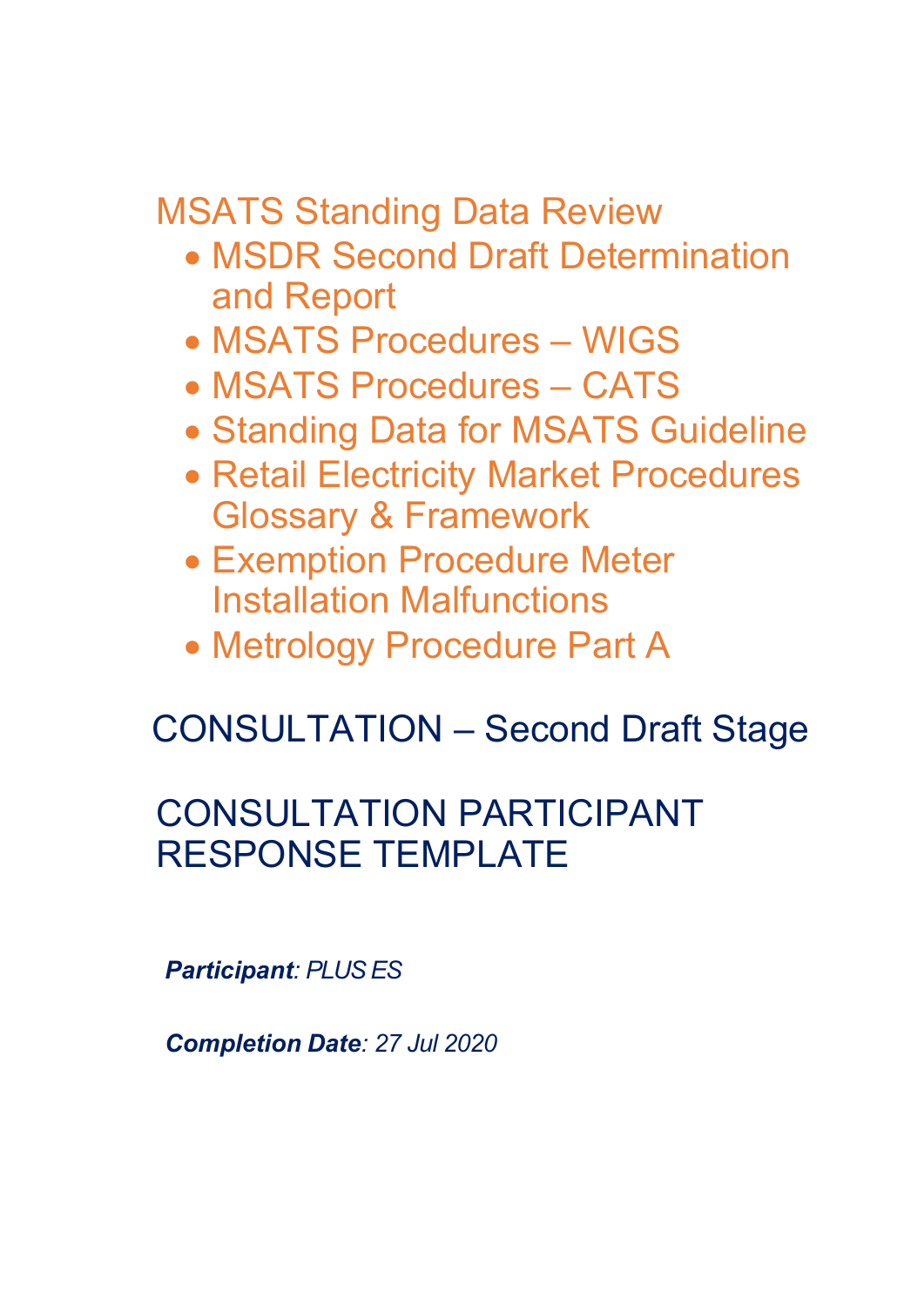# MSATS Standing Data Review

- MSDR Second Draft Determination and Report
- MSATS Procedures – WIGS
- MSATS Procedures – CATS
- Standing Data for MSATS Guideline
- Retail Electricity Market Procedures Glossary & Framework
- Exemption Procedure Meter Installation Malfunctions
- Metrology Procedure Part A

## CONSULTATION – Second Draft Stage

## CONSULTATION PARTICIPANT RESPONSE TEMPLATE

***Participant**: PLUS ES*

***Completion Date**: 27 Jul 2020*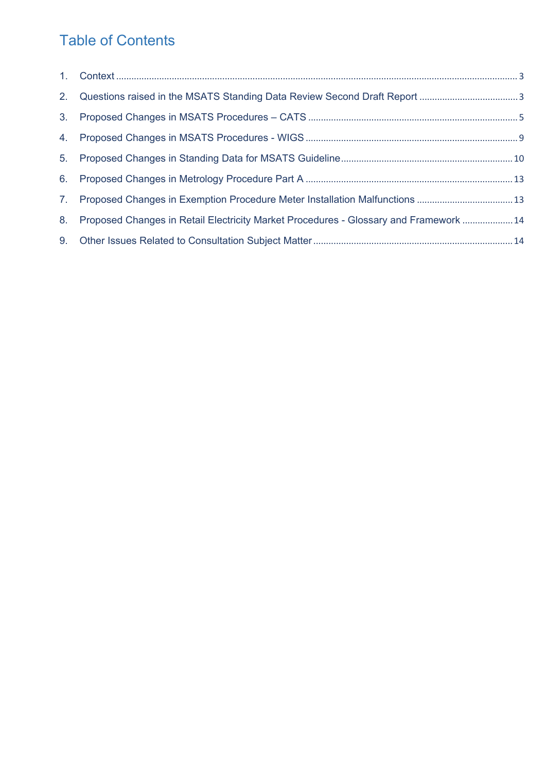# Table of Contents

1. Context ..... 3
2. Questions raised in the MSATS Standing Data Review Second Draft Report ..... 3
3. Proposed Changes in MSATS Procedures – CATS ..... 5
4. Proposed Changes in MSATS Procedures - WIGS ..... 9
5. Proposed Changes in Standing Data for MSATS Guideline ..... 10
6. Proposed Changes in Metrology Procedure Part A ..... 13
7. Proposed Changes in Exemption Procedure Meter Installation Malfunctions ..... 13
8. Proposed Changes in Retail Electricity Market Procedures - Glossary and Framework ..... 14
9. Other Issues Related to Consultation Subject Matter ..... 14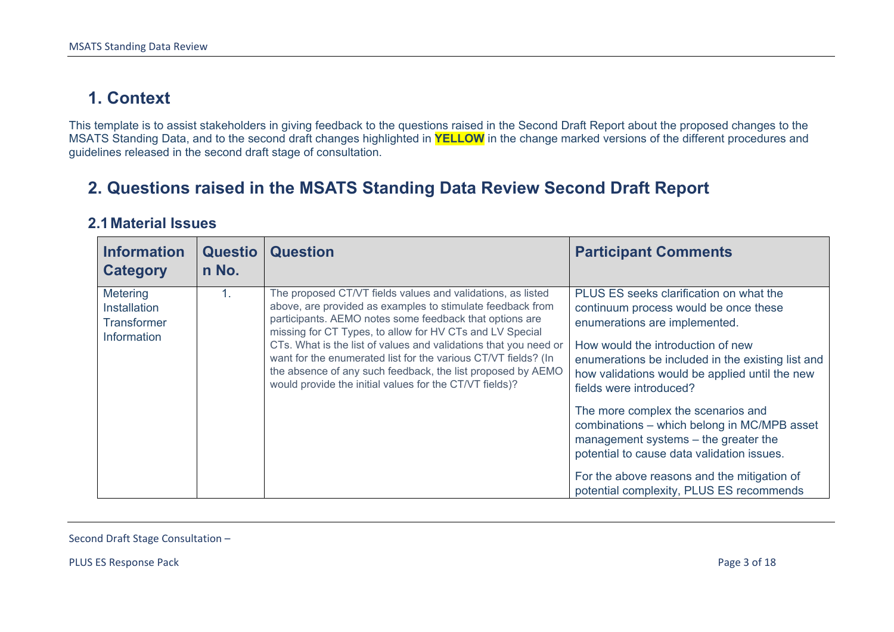# 1. Context

This template is to assist stakeholders in giving feedback to the questions raised in the Second Draft Report about the proposed changes to the MSATS Standing Data, and to the second draft changes highlighted in **YELLOW** in the change marked versions of the different procedures and guidelines released in the second draft stage of consultation.

# 2. Questions raised in the MSATS Standing Data Review Second Draft Report

## 2.1 Material Issues

| Information Category | Question No. | Question | Participant Comments |
|---|---|---|---|
| Metering Installation Transformer Information | 1. | The proposed CT/VT fields values and validations, as listed above, are provided as examples to stimulate feedback from participants. AEMO notes some feedback that options are missing for CT Types, to allow for HV CTs and LV Special CTs. What is the list of values and validations that you need or want for the enumerated list for the various CT/VT fields? (In the absence of any such feedback, the list proposed by AEMO would provide the initial values for the CT/VT fields)? | PLUS ES seeks clarification on what the continuum process would be once these enumerations are implemented.<br><br>How would the introduction of new enumerations be included in the existing list and how validations would be applied until the new fields were introduced?<br><br>The more complex the scenarios and combinations – which belong in MC/MPB asset management systems – the greater the potential to cause data validation issues.<br><br>For the above reasons and the mitigation of potential complexity, PLUS ES recommends |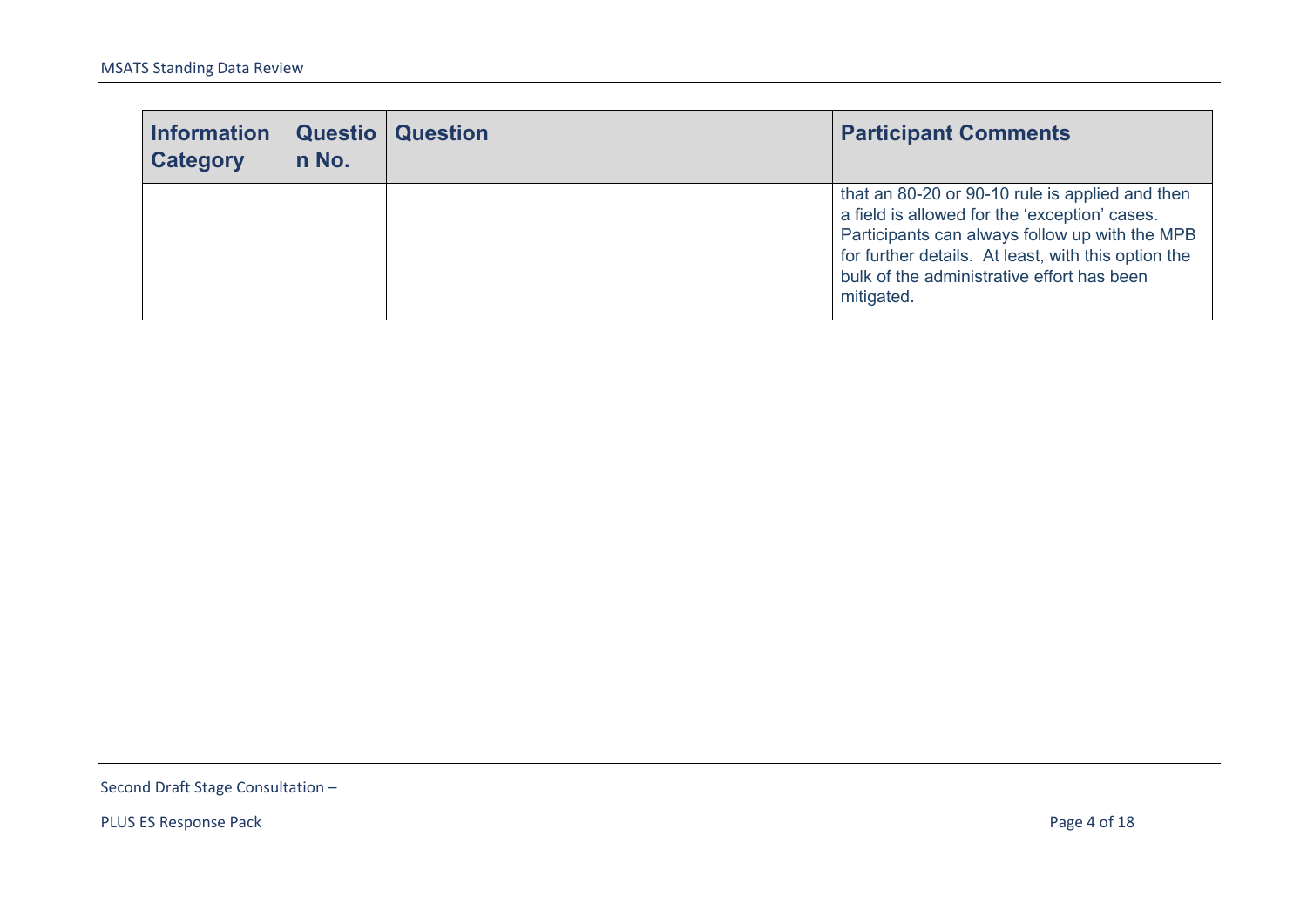| Information Category | Question No. | Question | Participant Comments |
|---|---|---|---|
| | | | that an 80-20 or 90-10 rule is applied and then a field is allowed for the 'exception' cases. Participants can always follow up with the MPB for further details. At least, with this option the bulk of the administrative effort has been mitigated. |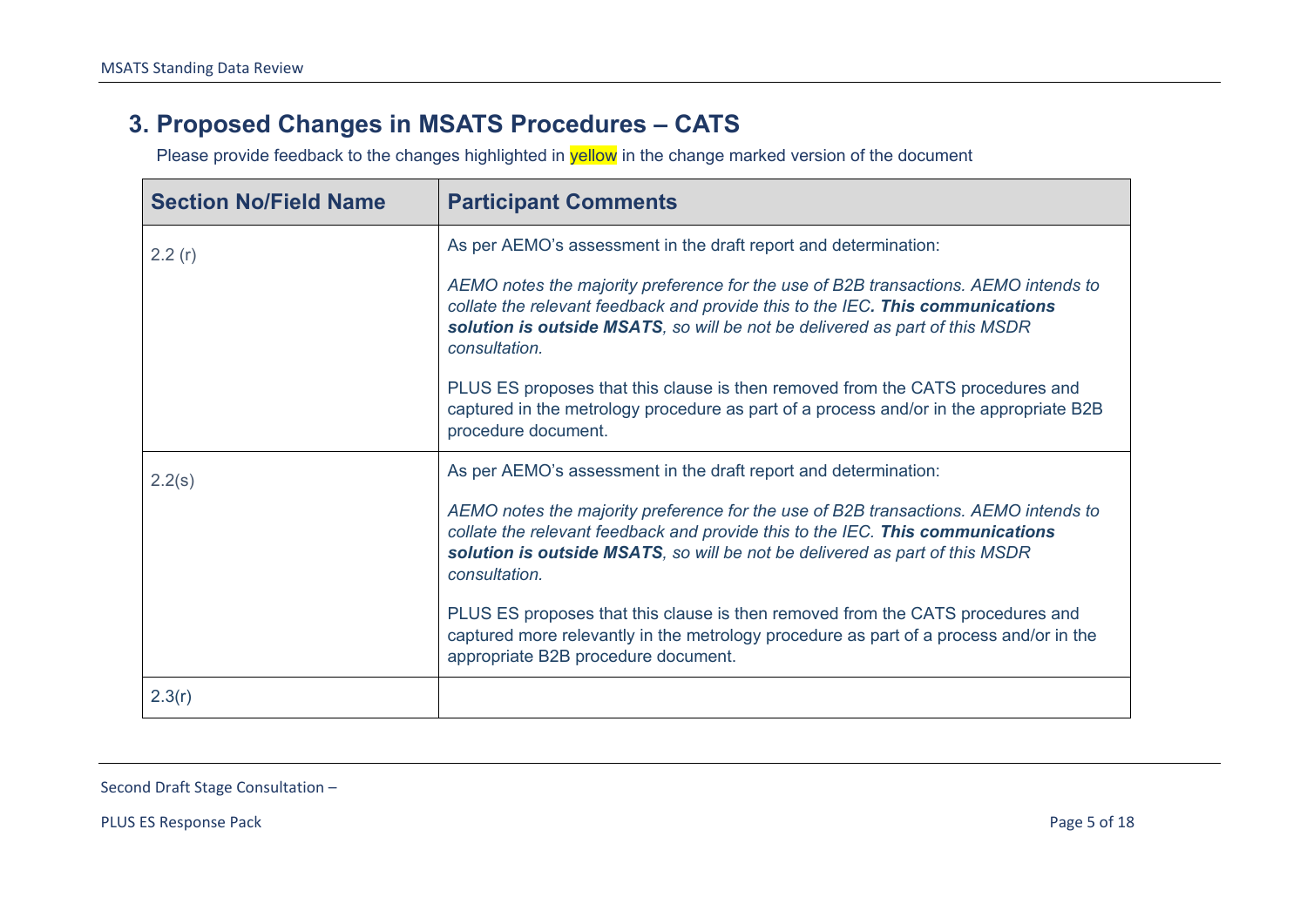## 3. Proposed Changes in MSATS Procedures – CATS

Please provide feedback to the changes highlighted in yellow in the change marked version of the document

| Section No/Field Name | Participant Comments |
|---|---|
| 2.2 (r) | As per AEMO's assessment in the draft report and determination:<br><br>*AEMO notes the majority preference for the use of B2B transactions. AEMO intends to collate the relevant feedback and provide this to the IEC****. This communications solution is outside MSATS****, so will be not be delivered as part of this MSDR consultation.*<br><br>PLUS ES proposes that this clause is then removed from the CATS procedures and captured in the metrology procedure as part of a process and/or in the appropriate B2B procedure document. |
| 2.2(s) | As per AEMO's assessment in the draft report and determination:<br><br>*AEMO notes the majority preference for the use of B2B transactions. AEMO intends to collate the relevant feedback and provide this to the IEC.* ***This communications solution is outside MSATS****, so will be not be delivered as part of this MSDR consultation.*<br><br>PLUS ES proposes that this clause is then removed from the CATS procedures and captured more relevantly in the metrology procedure as part of a process and/or in the appropriate B2B procedure document. |
| 2.3(r) | |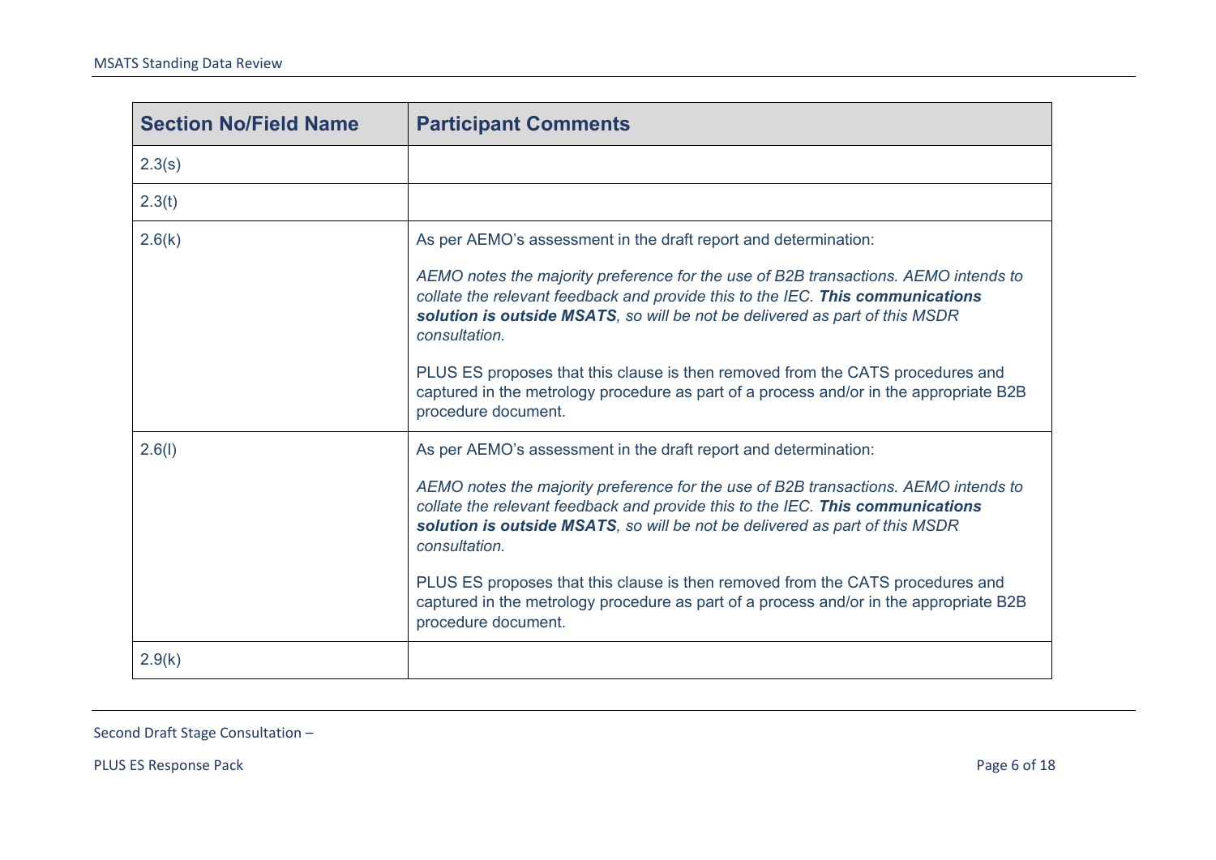| Section No/Field Name | Participant Comments |
| --- | --- |
| 2.3(s) | |
| 2.3(t) | |
| 2.6(k) | As per AEMO's assessment in the draft report and determination:<br><br>*AEMO notes the majority preference for the use of B2B transactions. AEMO intends to collate the relevant feedback and provide this to the IEC.* ***This communications solution is outside MSATS****, so will be not be delivered as part of this MSDR consultation.*<br><br>PLUS ES proposes that this clause is then removed from the CATS procedures and captured in the metrology procedure as part of a process and/or in the appropriate B2B procedure document. |
| 2.6(l) | As per AEMO's assessment in the draft report and determination:<br><br>*AEMO notes the majority preference for the use of B2B transactions. AEMO intends to collate the relevant feedback and provide this to the IEC.* ***This communications solution is outside MSATS****, so will be not be delivered as part of this MSDR consultation.*<br><br>PLUS ES proposes that this clause is then removed from the CATS procedures and captured in the metrology procedure as part of a process and/or in the appropriate B2B procedure document. |
| 2.9(k) | |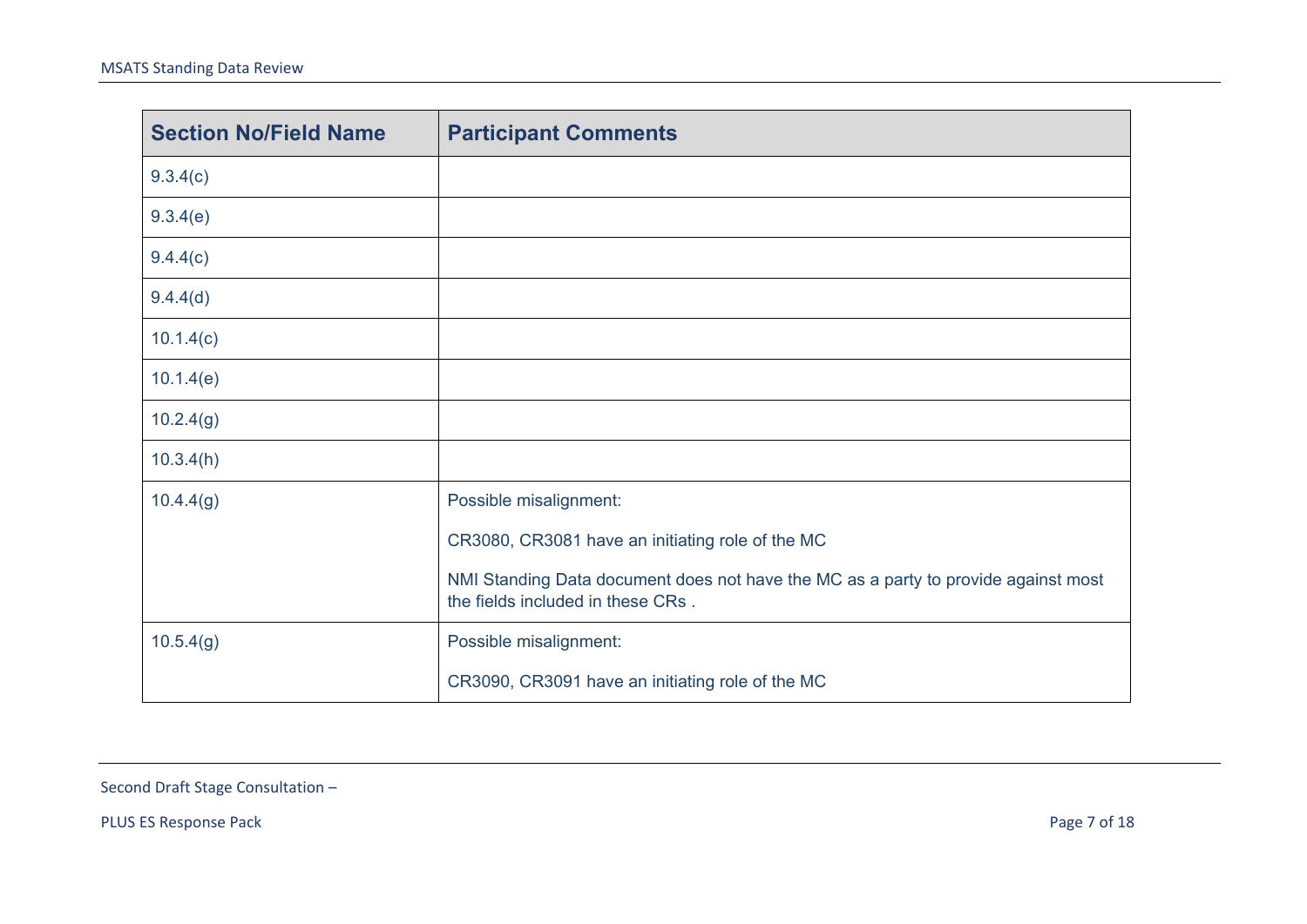| Section No/Field Name | Participant Comments |
|---|---|
| 9.3.4(c) | |
| 9.3.4(e) | |
| 9.4.4(c) | |
| 9.4.4(d) | |
| 10.1.4(c) | |
| 10.1.4(e) | |
| 10.2.4(g) | |
| 10.3.4(h) | |
| 10.4.4(g) | Possible misalignment:<br><br>CR3080, CR3081 have an initiating role of the MC<br><br>NMI Standing Data document does not have the MC as a party to provide against most the fields included in these CRs . |
| 10.5.4(g) | Possible misalignment:<br><br>CR3090, CR3091 have an initiating role of the MC |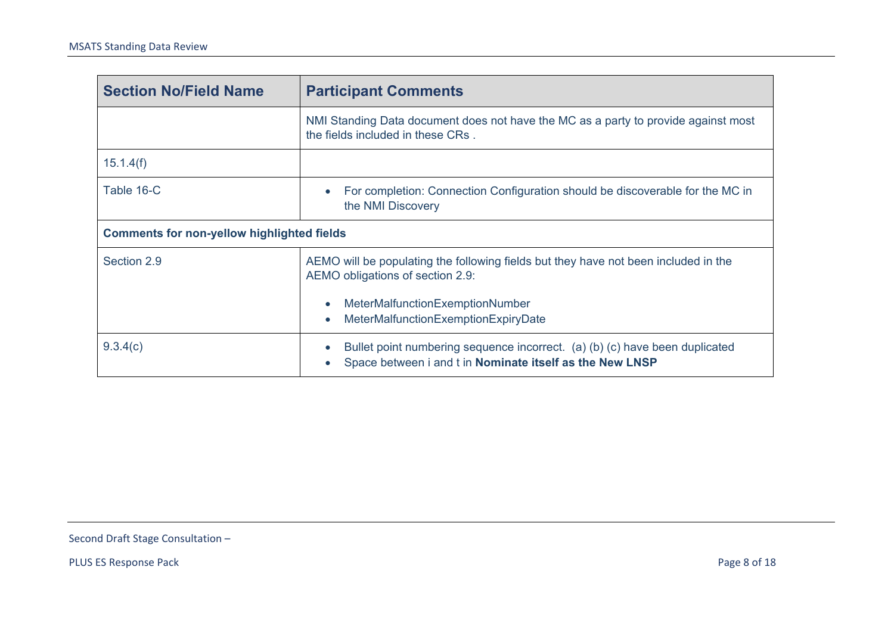| Section No/Field Name | Participant Comments |
|---|---|
| | NMI Standing Data document does not have the MC as a party to provide against most the fields included in these CRs . |
| 15.1.4(f) | |
| Table 16-C | • For completion: Connection Configuration should be discoverable for the MC in the NMI Discovery |
| **Comments for non-yellow highlighted fields** | |
| Section 2.9 | AEMO will be populating the following fields but they have not been included in the AEMO obligations of section 2.9:<br><br>• MeterMalfunctionExemptionNumber<br>• MeterMalfunctionExemptionExpiryDate |
| 9.3.4(c) | • Bullet point numbering sequence incorrect. (a) (b) (c) have been duplicated<br>• Space between i and t in **Nominate itself as the New LNSP** |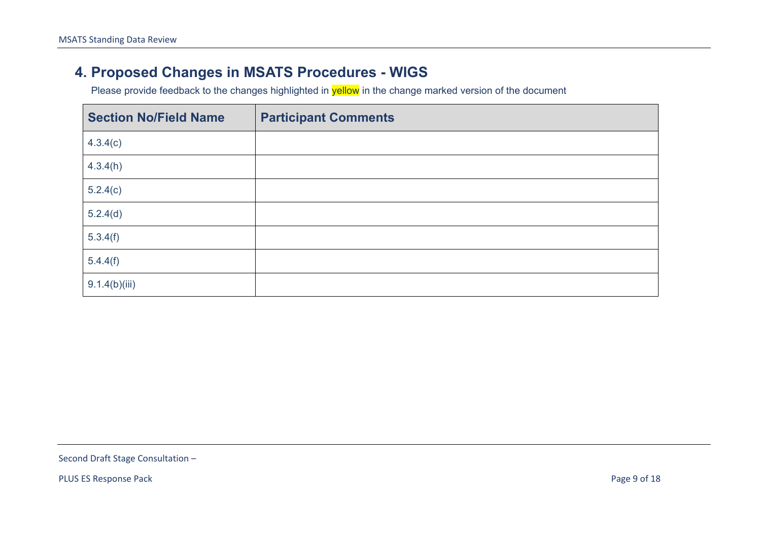## 4. Proposed Changes in MSATS Procedures - WIGS

Please provide feedback to the changes highlighted in yellow in the change marked version of the document

| Section No/Field Name | Participant Comments |
| --- | --- |
| 4.3.4(c) | |
| 4.3.4(h) | |
| 5.2.4(c) | |
| 5.2.4(d) | |
| 5.3.4(f) | |
| 5.4.4(f) | |
| 9.1.4(b)(iii) | |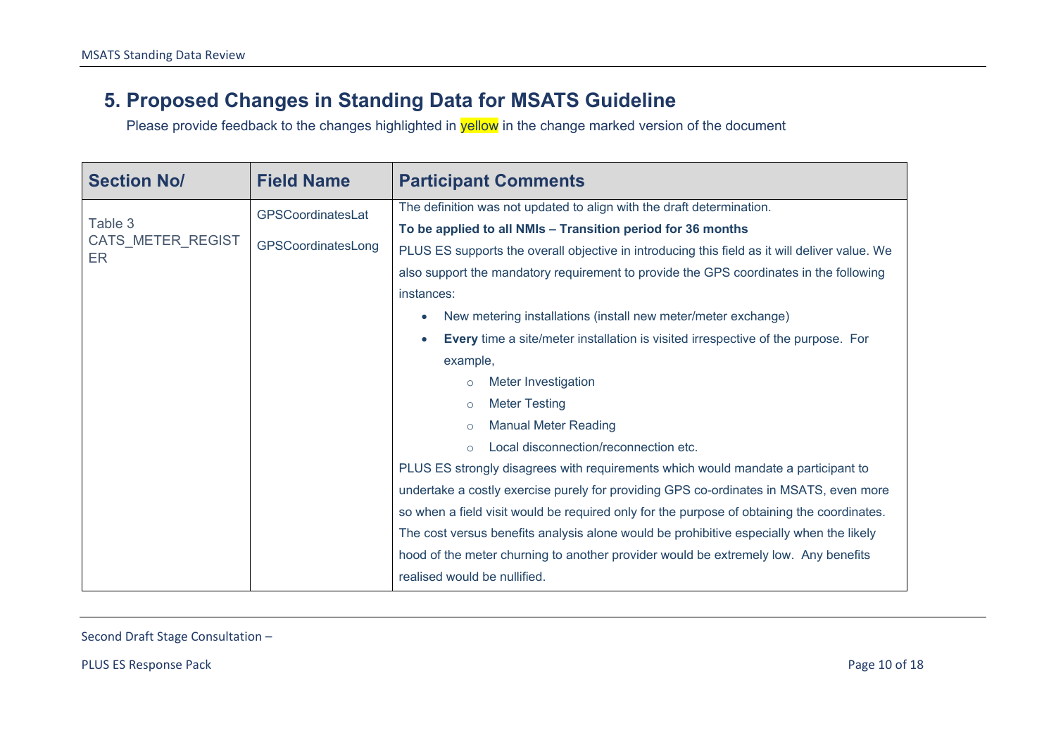# 5. Proposed Changes in Standing Data for MSATS Guideline

Please provide feedback to the changes highlighted in yellow in the change marked version of the document

| Section No/ | Field Name | Participant Comments |
|---|---|---|
| Table 3 CATS_METER_REGISTER | GPSCoordinatesLat<br>GPSCoordinatesLong | The definition was not updated to align with the draft determination.<br>**To be applied to all NMIs – Transition period for 36 months**<br>PLUS ES supports the overall objective in introducing this field as it will deliver value. We also support the mandatory requirement to provide the GPS coordinates in the following instances:<br>• New metering installations (install new meter/meter exchange)<br>• **Every** time a site/meter installation is visited irrespective of the purpose. For example,<br>&nbsp;&nbsp;&nbsp;&nbsp;○ Meter Investigation<br>&nbsp;&nbsp;&nbsp;&nbsp;○ Meter Testing<br>&nbsp;&nbsp;&nbsp;&nbsp;○ Manual Meter Reading<br>&nbsp;&nbsp;&nbsp;&nbsp;○ Local disconnection/reconnection etc.<br>PLUS ES strongly disagrees with requirements which would mandate a participant to undertake a costly exercise purely for providing GPS co-ordinates in MSATS, even more so when a field visit would be required only for the purpose of obtaining the coordinates. The cost versus benefits analysis alone would be prohibitive especially when the likely hood of the meter churning to another provider would be extremely low. Any benefits realised would be nullified. |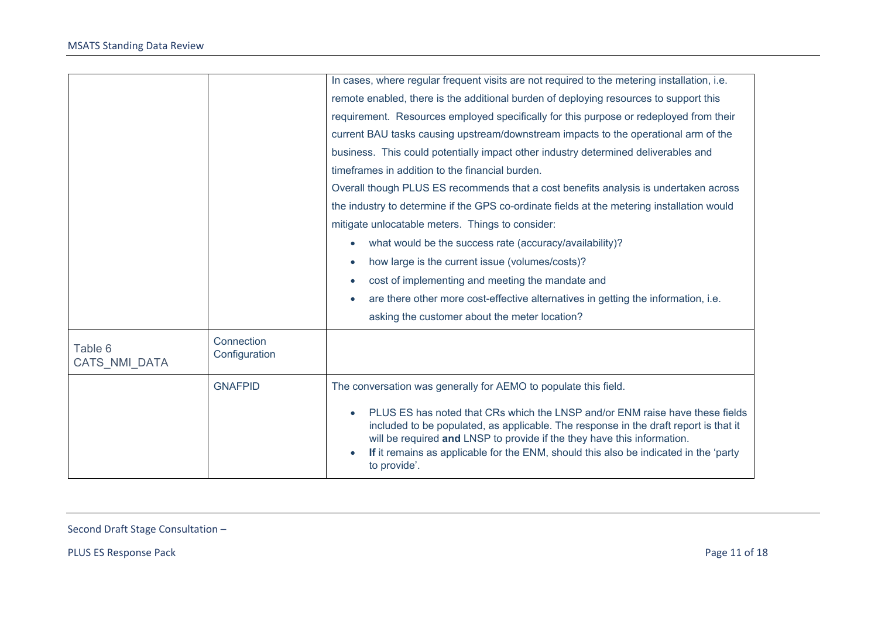| | | |
|---|---|---|
| | | In cases, where regular frequent visits are not required to the metering installation, i.e. remote enabled, there is the additional burden of deploying resources to support this requirement. Resources employed specifically for this purpose or redeployed from their current BAU tasks causing upstream/downstream impacts to the operational arm of the business. This could potentially impact other industry determined deliverables and timeframes in addition to the financial burden.<br>Overall though PLUS ES recommends that a cost benefits analysis is undertaken across the industry to determine if the GPS co-ordinate fields at the metering installation would mitigate unlocatable meters. Things to consider:<br>• what would be the success rate (accuracy/availability)?<br>• how large is the current issue (volumes/costs)?<br>• cost of implementing and meeting the mandate and<br>• are there other more cost-effective alternatives in getting the information, i.e. asking the customer about the meter location? |
| Table 6 CATS_NMI_DATA | Connection Configuration | |
| | GNAFPID | The conversation was generally for AEMO to populate this field.<br>• PLUS ES has noted that CRs which the LNSP and/or ENM raise have these fields included to be populated, as applicable. The response in the draft report is that it will be required **and** LNSP to provide if the they have this information.<br>• **If** it remains as applicable for the ENM, should this also be indicated in the 'party to provide'. |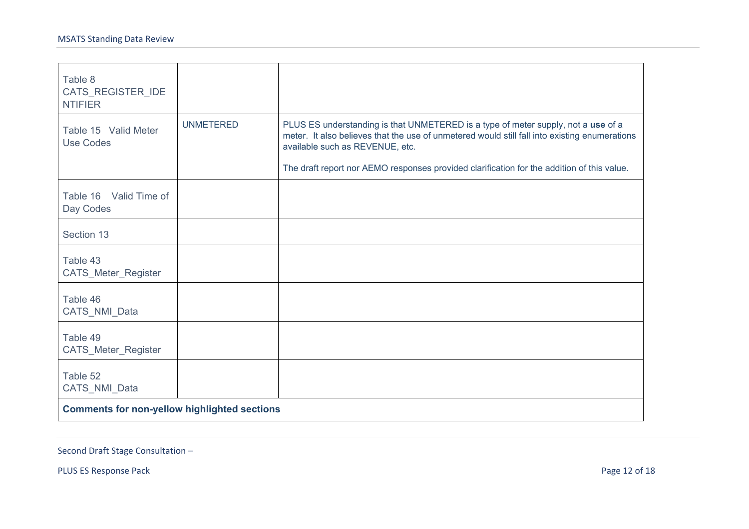| | | |
|---|---|---|
| Table 8 CATS_REGISTER_IDENTIFIER | | |
| Table 15 Valid Meter Use Codes | UNMETERED | PLUS ES understanding is that UNMETERED is a type of meter supply, not a **use** of a meter. It also believes that the use of unmetered would still fall into existing enumerations available such as REVENUE, etc.<br><br>The draft report nor AEMO responses provided clarification for the addition of this value. |
| Table 16 Valid Time of Day Codes | | |
| Section 13 | | |
| Table 43 CATS_Meter_Register | | |
| Table 46 CATS_NMI_Data | | |
| Table 49 CATS_Meter_Register | | |
| Table 52 CATS_NMI_Data | | |
| **Comments for non-yellow highlighted sections** | | |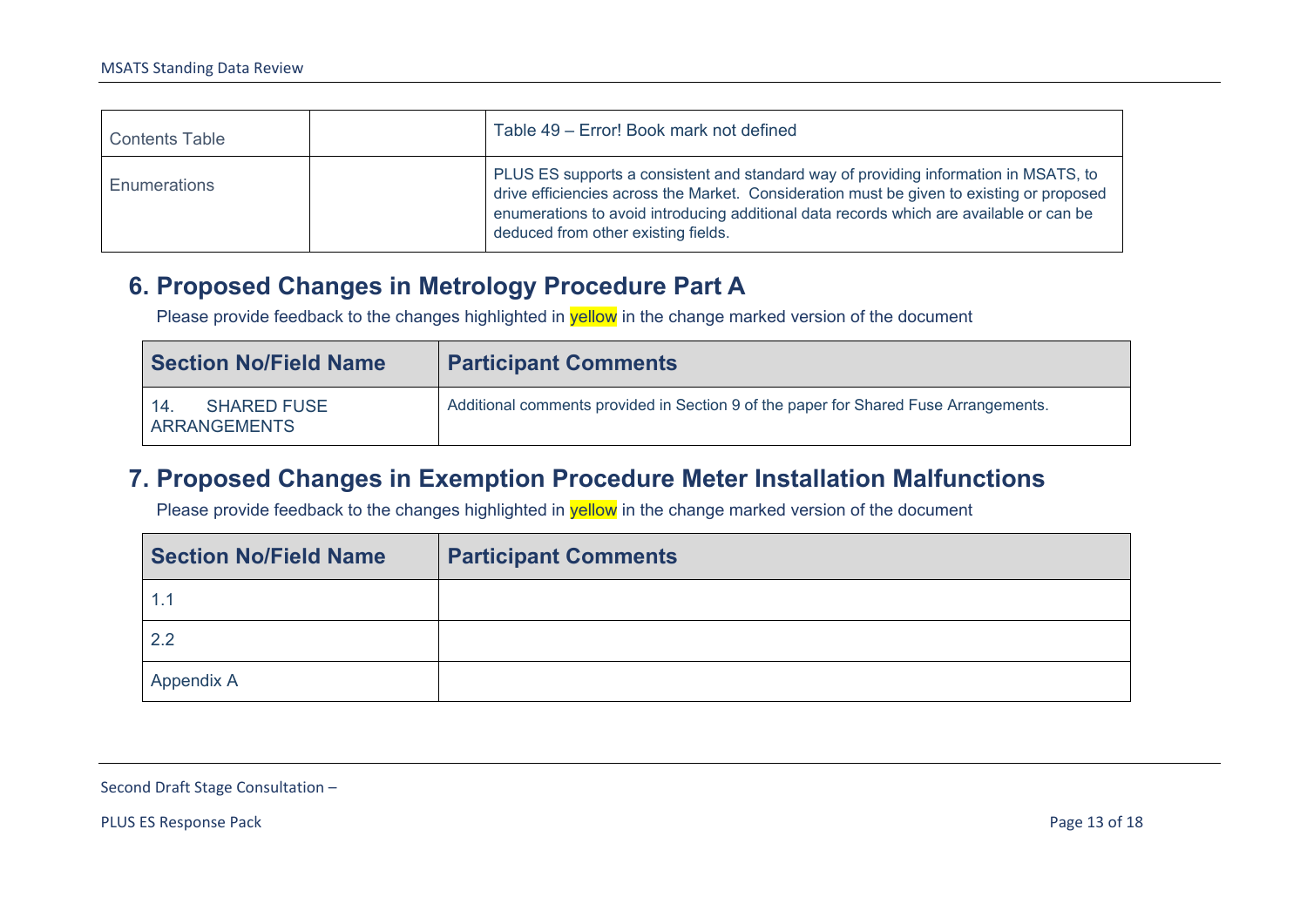| | | |
|---|---|---|
| Contents Table | | Table 49 – Error! Book mark not defined |
| Enumerations | | PLUS ES supports a consistent and standard way of providing information in MSATS, to drive efficiencies across the Market. Consideration must be given to existing or proposed enumerations to avoid introducing additional data records which are available or can be deduced from other existing fields. |

## 6. Proposed Changes in Metrology Procedure Part A

Please provide feedback to the changes highlighted in yellow in the change marked version of the document

| Section No/Field Name | Participant Comments |
|---|---|
| 14. SHARED FUSE ARRANGEMENTS | Additional comments provided in Section 9 of the paper for Shared Fuse Arrangements. |

## 7. Proposed Changes in Exemption Procedure Meter Installation Malfunctions

Please provide feedback to the changes highlighted in yellow in the change marked version of the document

| Section No/Field Name | Participant Comments |
|---|---|
| 1.1 | |
| 2.2 | |
| Appendix A | |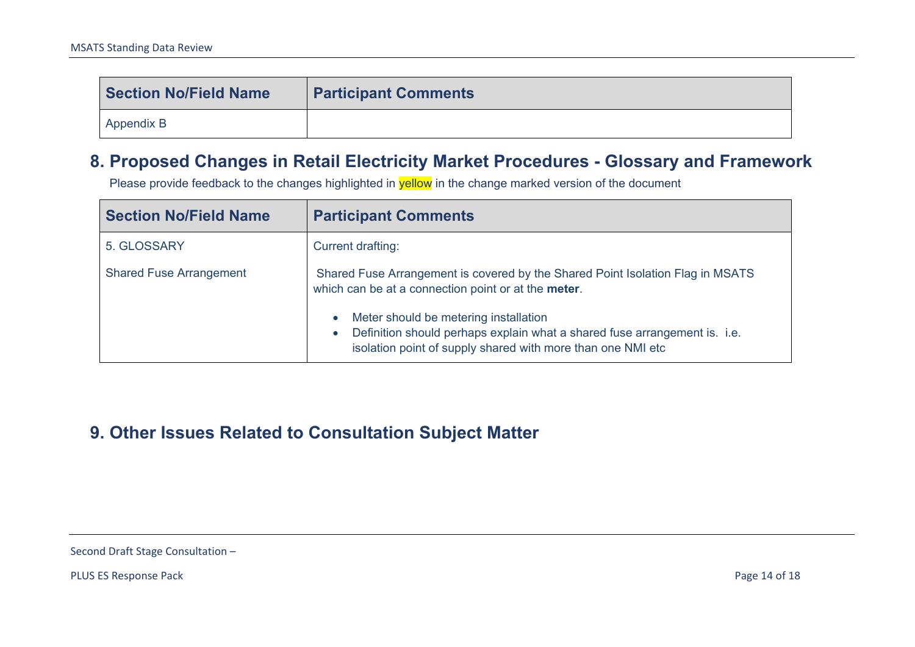| Section No/Field Name | Participant Comments |
|---|---|
| Appendix B | |

## 8. Proposed Changes in Retail Electricity Market Procedures - Glossary and Framework

Please provide feedback to the changes highlighted in yellow in the change marked version of the document

| Section No/Field Name | Participant Comments |
|---|---|
| 5. GLOSSARY<br><br>Shared Fuse Arrangement | Current drafting:<br><br>Shared Fuse Arrangement is covered by the Shared Point Isolation Flag in MSATS which can be at a connection point or at the **meter**.<br><br>• Meter should be metering installation<br>• Definition should perhaps explain what a shared fuse arrangement is. i.e. isolation point of supply shared with more than one NMI etc |

## 9. Other Issues Related to Consultation Subject Matter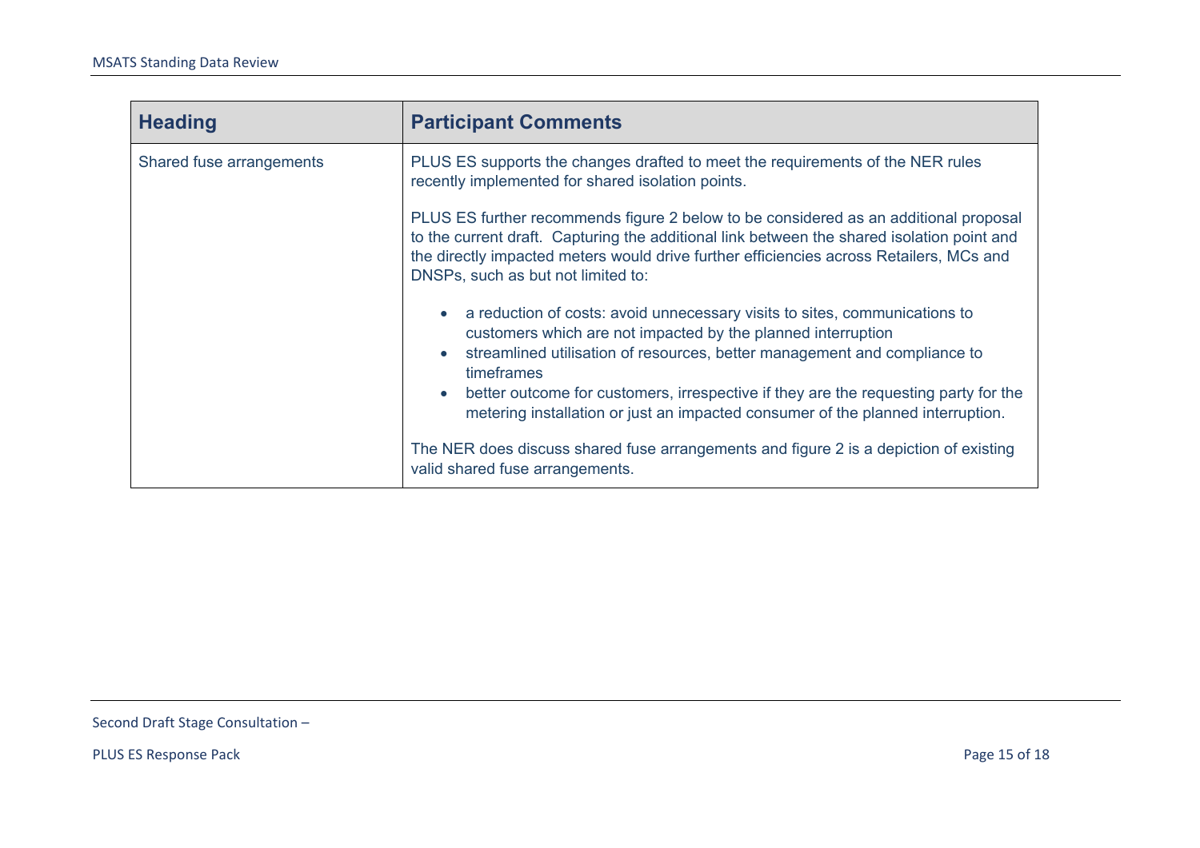| Heading | Participant Comments |
| --- | --- |
| Shared fuse arrangements | PLUS ES supports the changes drafted to meet the requirements of the NER rules recently implemented for shared isolation points.<br><br>PLUS ES further recommends figure 2 below to be considered as an additional proposal to the current draft. Capturing the additional link between the shared isolation point and the directly impacted meters would drive further efficiencies across Retailers, MCs and DNSPs, such as but not limited to:<br><br>• a reduction of costs: avoid unnecessary visits to sites, communications to customers which are not impacted by the planned interruption<br>• streamlined utilisation of resources, better management and compliance to timeframes<br>• better outcome for customers, irrespective if they are the requesting party for the metering installation or just an impacted consumer of the planned interruption.<br><br>The NER does discuss shared fuse arrangements and figure 2 is a depiction of existing valid shared fuse arrangements. |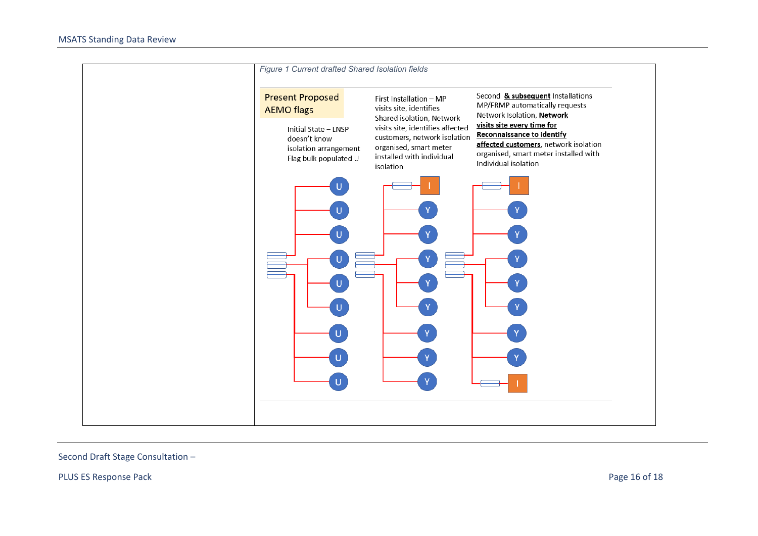| | *Figure 1 Current drafted Shared Isolation fields* |
|---|---|
| | Present Proposed AEMO flags<br><br>Initial State – LNSP doesn't know isolation arrangement Flag bulk populated U<br><br>First Installation – MP visits site, identifies Shared isolation, Network visits site, identifies affected customers, network isolation organised, smart meter installed with individual isolation<br><br>Second **& subsequent** Installations MP/FRMP automatically requests Network Isolation, **Network visits site every time for Reconnaissance to identify affected customers**, network isolation organised, smart meter installed with Individual isolation<br><br>U U U U U U U U U<br><br>I Y Y Y Y Y Y Y Y<br><br>I Y Y Y Y Y Y Y I |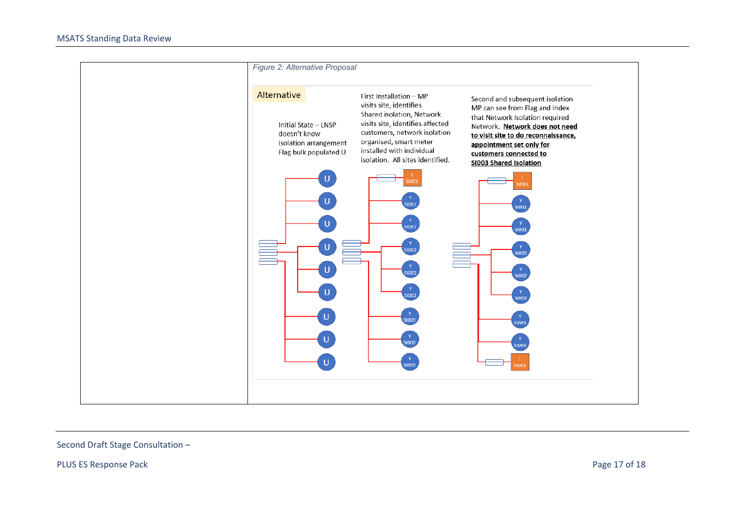*Figure 2: Alternative Proposal*

Alternative

Initial State – LNSP doesn't know isolation arrangement Flag bulk populated U

First Installation – MP visits site, identifies Shared isolation, Network visits site, identifies affected customers, network isolation organised, smart meter installed with individual isolation. All sites identified.

Second and subsequent isolation MP can see from Flag and Index that Network Isolation required Network. **Network does not need to visit site to do reconnaissance, appointment set only for customers connected to SI003 Shared Isolation**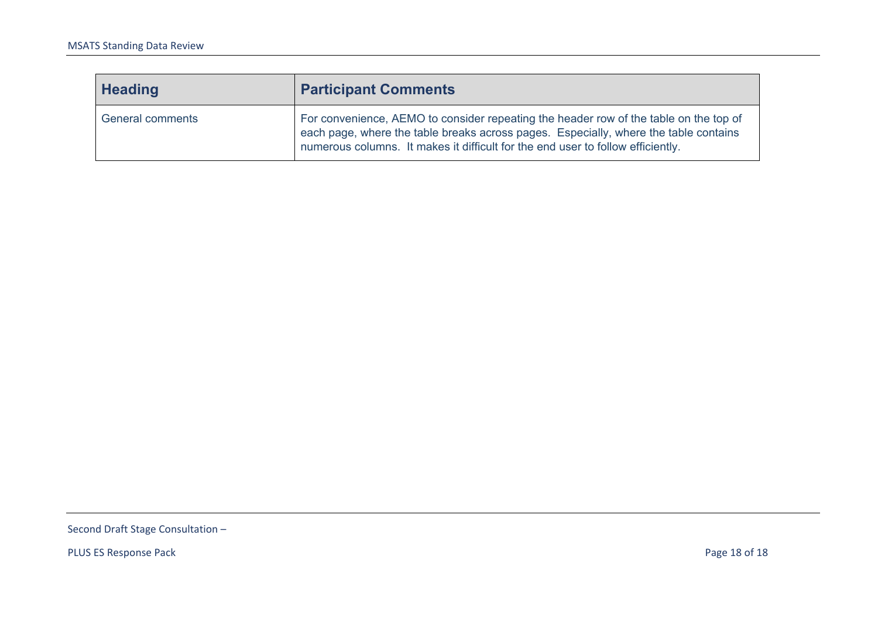| Heading | Participant Comments |
|---|---|
| General comments | For convenience, AEMO to consider repeating the header row of the table on the top of each page, where the table breaks across pages. Especially, where the table contains numerous columns. It makes it difficult for the end user to follow efficiently. |